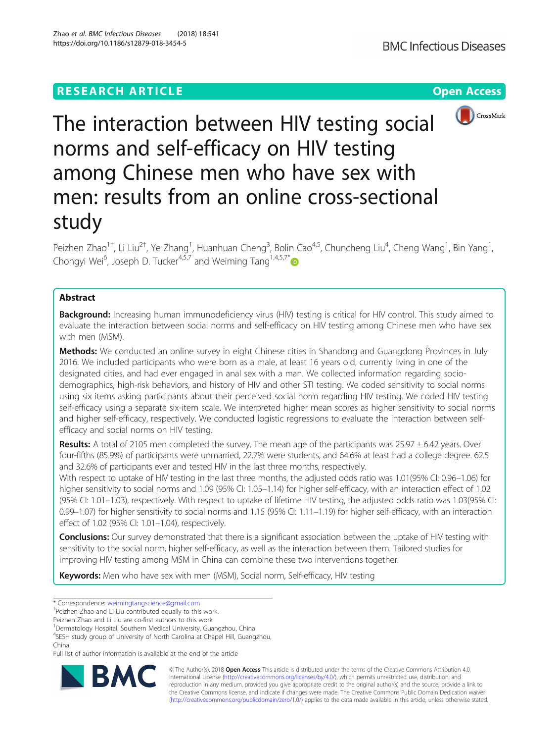RESEARCH ARTICLE

Open Access

# The interaction between HIV testing social norms and self-efficacy on HIV testing among Chinese men who have sex with men: results from an online cross-sectional study

Peizhen Zhao[1†], Li Liu[2†], Ye Zhang[1], Huanhuan Cheng[3], Bolin Cao[4,5], Chuncheng Liu[4], Cheng Wang[1], Bin Yang[1], Chongyi Wei[6], Joseph D. Tucker[4,5,7] and Weiming Tang[1,4,5,7*]

## Abstract

**Background:** Increasing human immunodeficiency virus (HIV) testing is critical for HIV control. This study aimed to evaluate the interaction between social norms and self-efficacy on HIV testing among Chinese men who have sex with men (MSM).

**Methods:** We conducted an online survey in eight Chinese cities in Shandong and Guangdong Provinces in July 2016. We included participants who were born as a male, at least 16 years old, currently living in one of the designated cities, and had ever engaged in anal sex with a man. We collected information regarding socio-demographics, high-risk behaviors, and history of HIV and other STI testing. We coded sensitivity to social norms using six items asking participants about their perceived social norm regarding HIV testing. We coded HIV testing self-efficacy using a separate six-item scale. We interpreted higher mean scores as higher sensitivity to social norms and higher self-efficacy, respectively. We conducted logistic regressions to evaluate the interaction between self-efficacy and social norms on HIV testing.

**Results:** A total of 2105 men completed the survey. The mean age of the participants was 25.97 ± 6.42 years. Over four-fifths (85.9%) of participants were unmarried, 22.7% were students, and 64.6% at least had a college degree. 62.5 and 32.6% of participants ever and tested HIV in the last three months, respectively.

With respect to uptake of HIV testing in the last three months, the adjusted odds ratio was 1.01(95% CI: 0.96–1.06) for higher sensitivity to social norms and 1.09 (95% CI: 1.05–1.14) for higher self-efficacy, with an interaction effect of 1.02 (95% CI: 1.01–1.03), respectively. With respect to uptake of lifetime HIV testing, the adjusted odds ratio was 1.03(95% CI: 0.99–1.07) for higher sensitivity to social norms and 1.15 (95% CI: 1.11–1.19) for higher self-efficacy, with an interaction effect of 1.02 (95% CI: 1.01–1.04), respectively.

**Conclusions:** Our survey demonstrated that there is a significant association between the uptake of HIV testing with sensitivity to the social norm, higher self-efficacy, as well as the interaction between them. Tailored studies for improving HIV testing among MSM in China can combine these two interventions together.

**Keywords:** Men who have sex with men (MSM), Social norm, Self-efficacy, HIV testing

---

\* Correspondence: weimingtangscience@gmail.com

†Peizhen Zhao and Li Liu contributed equally to this work.

Peizhen Zhao and Li Liu are co-first authors to this work.

[1]Dermatology Hospital, Southern Medical University, Guangzhou, China

[4]SESH study group of University of North Carolina at Chapel Hill, Guangzhou, China

Full list of author information is available at the end of the article

© The Author(s). 2018 **Open Access** This article is distributed under the terms of the Creative Commons Attribution 4.0 International License (http://creativecommons.org/licenses/by/4.0/), which permits unrestricted use, distribution, and reproduction in any medium, provided you give appropriate credit to the original author(s) and the source, provide a link to the Creative Commons license, and indicate if changes were made. The Creative Commons Public Domain Dedication waiver (http://creativecommons.org/publicdomain/zero/1.0/) applies to the data made available in this article, unless otherwise stated.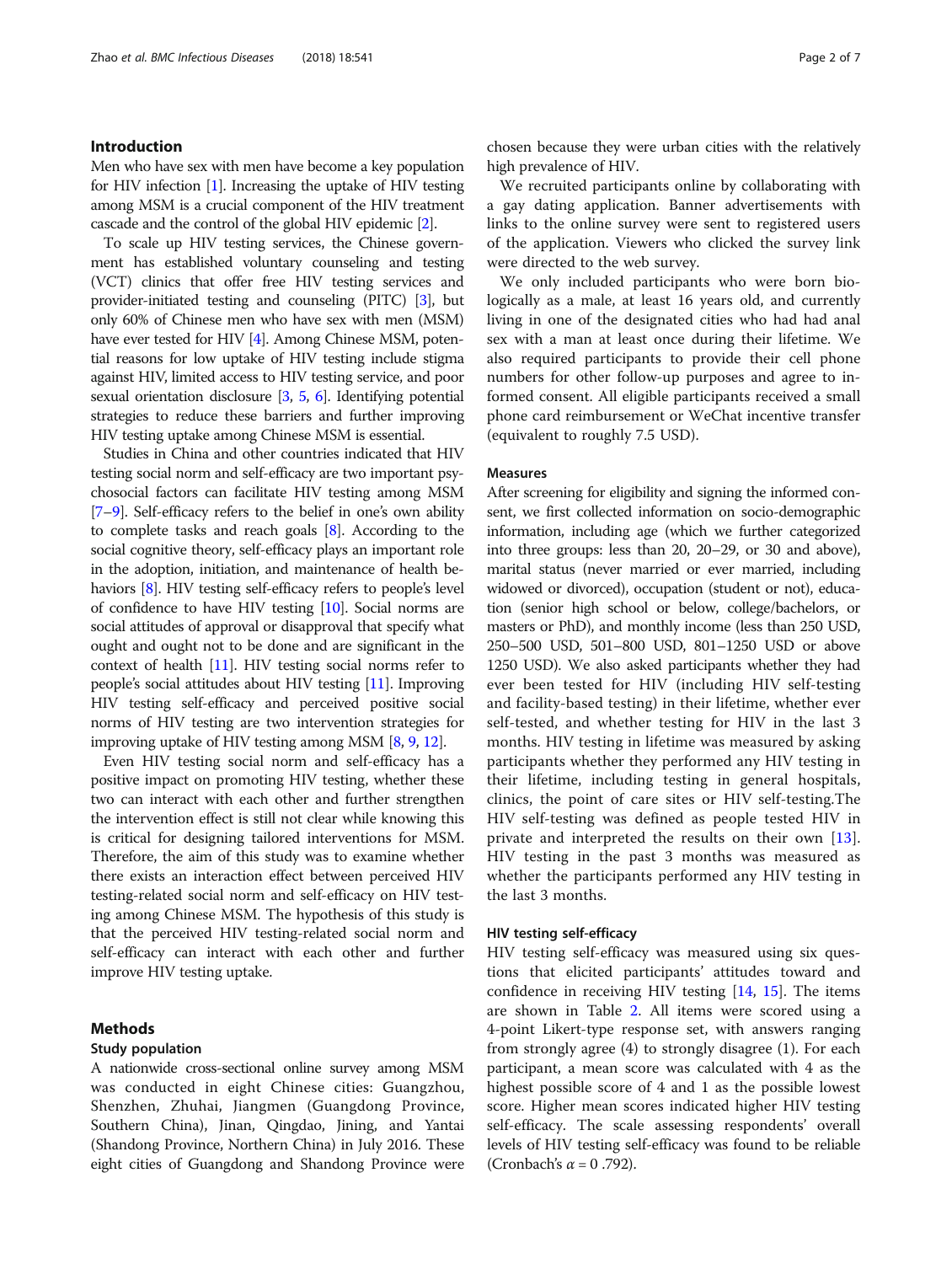## Introduction

Men who have sex with men have become a key population for HIV infection [1]. Increasing the uptake of HIV testing among MSM is a crucial component of the HIV treatment cascade and the control of the global HIV epidemic [2].

To scale up HIV testing services, the Chinese government has established voluntary counseling and testing (VCT) clinics that offer free HIV testing services and provider-initiated testing and counseling (PITC) [3], but only 60% of Chinese men who have sex with men (MSM) have ever tested for HIV [4]. Among Chinese MSM, potential reasons for low uptake of HIV testing include stigma against HIV, limited access to HIV testing service, and poor sexual orientation disclosure [3, 5, 6]. Identifying potential strategies to reduce these barriers and further improving HIV testing uptake among Chinese MSM is essential.

Studies in China and other countries indicated that HIV testing social norm and self-efficacy are two important psychosocial factors can facilitate HIV testing among MSM [7–9]. Self-efficacy refers to the belief in one's own ability to complete tasks and reach goals [8]. According to the social cognitive theory, self-efficacy plays an important role in the adoption, initiation, and maintenance of health behaviors [8]. HIV testing self-efficacy refers to people's level of confidence to have HIV testing [10]. Social norms are social attitudes of approval or disapproval that specify what ought and ought not to be done and are significant in the context of health [11]. HIV testing social norms refer to people's social attitudes about HIV testing [11]. Improving HIV testing self-efficacy and perceived positive social norms of HIV testing are two intervention strategies for improving uptake of HIV testing among MSM [8, 9, 12].

Even HIV testing social norm and self-efficacy has a positive impact on promoting HIV testing, whether these two can interact with each other and further strengthen the intervention effect is still not clear while knowing this is critical for designing tailored interventions for MSM. Therefore, the aim of this study was to examine whether there exists an interaction effect between perceived HIV testing-related social norm and self-efficacy on HIV testing among Chinese MSM. The hypothesis of this study is that the perceived HIV testing-related social norm and self-efficacy can interact with each other and further improve HIV testing uptake.

## Methods

### Study population

A nationwide cross-sectional online survey among MSM was conducted in eight Chinese cities: Guangzhou, Shenzhen, Zhuhai, Jiangmen (Guangdong Province, Southern China), Jinan, Qingdao, Jining, and Yantai (Shandong Province, Northern China) in July 2016. These eight cities of Guangdong and Shandong Province were chosen because they were urban cities with the relatively high prevalence of HIV.

We recruited participants online by collaborating with a gay dating application. Banner advertisements with links to the online survey were sent to registered users of the application. Viewers who clicked the survey link were directed to the web survey.

We only included participants who were born biologically as a male, at least 16 years old, and currently living in one of the designated cities who had had anal sex with a man at least once during their lifetime. We also required participants to provide their cell phone numbers for other follow-up purposes and agree to informed consent. All eligible participants received a small phone card reimbursement or WeChat incentive transfer (equivalent to roughly 7.5 USD).

### Measures

After screening for eligibility and signing the informed consent, we first collected information on socio-demographic information, including age (which we further categorized into three groups: less than 20, 20–29, or 30 and above), marital status (never married or ever married, including widowed or divorced), occupation (student or not), education (senior high school or below, college/bachelors, or masters or PhD), and monthly income (less than 250 USD, 250–500 USD, 501–800 USD, 801–1250 USD or above 1250 USD). We also asked participants whether they had ever been tested for HIV (including HIV self-testing and facility-based testing) in their lifetime, whether ever self-tested, and whether testing for HIV in the last 3 months. HIV testing in lifetime was measured by asking participants whether they performed any HIV testing in their lifetime, including testing in general hospitals, clinics, the point of care sites or HIV self-testing.The HIV self-testing was defined as people tested HIV in private and interpreted the results on their own [13]. HIV testing in the past 3 months was measured as whether the participants performed any HIV testing in the last 3 months.

### HIV testing self-efficacy

HIV testing self-efficacy was measured using six questions that elicited participants' attitudes toward and confidence in receiving HIV testing [14, 15]. The items are shown in Table 2. All items were scored using a 4-point Likert-type response set, with answers ranging from strongly agree (4) to strongly disagree (1). For each participant, a mean score was calculated with 4 as the highest possible score of 4 and 1 as the possible lowest score. Higher mean scores indicated higher HIV testing self-efficacy. The scale assessing respondents' overall levels of HIV testing self-efficacy was found to be reliable (Cronbach's $\alpha = 0$ .792).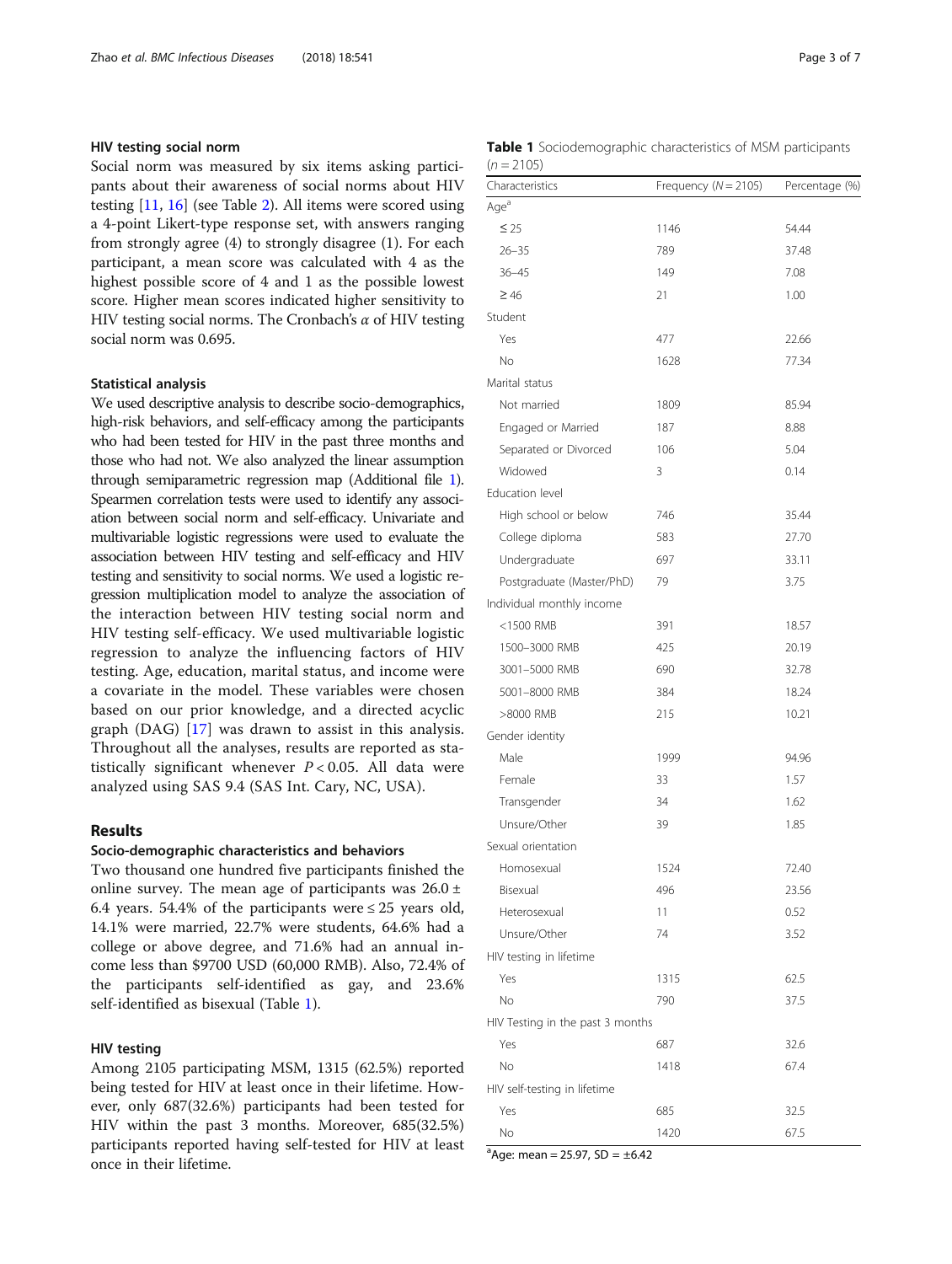### HIV testing social norm

Social norm was measured by six items asking participants about their awareness of social norms about HIV testing [11, 16] (see Table 2). All items were scored using a 4-point Likert-type response set, with answers ranging from strongly agree (4) to strongly disagree (1). For each participant, a mean score was calculated with 4 as the highest possible score of 4 and 1 as the possible lowest score. Higher mean scores indicated higher sensitivity to HIV testing social norms. The Cronbach's $\alpha$ of HIV testing social norm was 0.695.

### Statistical analysis

We used descriptive analysis to describe socio-demographics, high-risk behaviors, and self-efficacy among the participants who had been tested for HIV in the past three months and those who had not. We also analyzed the linear assumption through semiparametric regression map (Additional file 1). Spearmen correlation tests were used to identify any association between social norm and self-efficacy. Univariate and multivariable logistic regressions were used to evaluate the association between HIV testing and self-efficacy and HIV testing and sensitivity to social norms. We used a logistic regression multiplication model to analyze the association of the interaction between HIV testing social norm and HIV testing self-efficacy. We used multivariable logistic regression to analyze the influencing factors of HIV testing. Age, education, marital status, and income were a covariate in the model. These variables were chosen based on our prior knowledge, and a directed acyclic graph (DAG) [17] was drawn to assist in this analysis. Throughout all the analyses, results are reported as statistically significant whenever $P < 0.05$. All data were analyzed using SAS 9.4 (SAS Int. Cary, NC, USA).

## Results

### Socio-demographic characteristics and behaviors

Two thousand one hundred five participants finished the online survey. The mean age of participants was 26.0 ± 6.4 years. 54.4% of the participants were ≤ 25 years old, 14.1% were married, 22.7% were students, 64.6% had a college or above degree, and 71.6% had an annual income less than $9700 USD (60,000 RMB). Also, 72.4% of the participants self-identified as gay, and 23.6% self-identified as bisexual (Table 1).

### HIV testing

Among 2105 participating MSM, 1315 (62.5%) reported being tested for HIV at least once in their lifetime. However, only 687(32.6%) participants had been tested for HIV within the past 3 months. Moreover, 685(32.5%) participants reported having self-tested for HIV at least once in their lifetime.

**Table 1** Sociodemographic characteristics of MSM participants ($n = 2105$)

| Characteristics | Frequency ($N = 2105$) | Percentage (%) |
|---|---|---|
| Age[a] | | |
| ≤ 25 | 1146 | 54.44 |
| 26–35 | 789 | 37.48 |
| 36–45 | 149 | 7.08 |
| ≥ 46 | 21 | 1.00 |
| Student | | |
| Yes | 477 | 22.66 |
| No | 1628 | 77.34 |
| Marital status | | |
| Not married | 1809 | 85.94 |
| Engaged or Married | 187 | 8.88 |
| Separated or Divorced | 106 | 5.04 |
| Widowed | 3 | 0.14 |
| Education level | | |
| High school or below | 746 | 35.44 |
| College diploma | 583 | 27.70 |
| Undergraduate | 697 | 33.11 |
| Postgraduate (Master/PhD) | 79 | 3.75 |
| Individual monthly income | | |
| <1500 RMB | 391 | 18.57 |
| 1500–3000 RMB | 425 | 20.19 |
| 3001–5000 RMB | 690 | 32.78 |
| 5001–8000 RMB | 384 | 18.24 |
| >8000 RMB | 215 | 10.21 |
| Gender identity | | |
| Male | 1999 | 94.96 |
| Female | 33 | 1.57 |
| Transgender | 34 | 1.62 |
| Unsure/Other | 39 | 1.85 |
| Sexual orientation | | |
| Homosexual | 1524 | 72.40 |
| Bisexual | 496 | 23.56 |
| Heterosexual | 11 | 0.52 |
| Unsure/Other | 74 | 3.52 |
| HIV testing in lifetime | | |
| Yes | 1315 | 62.5 |
| No | 790 | 37.5 |
| HIV Testing in the past 3 months | | |
| Yes | 687 | 32.6 |
| No | 1418 | 67.4 |
| HIV self-testing in lifetime | | |
| Yes | 685 | 32.5 |
| No | 1420 | 67.5 |

[a]Age: mean = 25.97, SD = ±6.42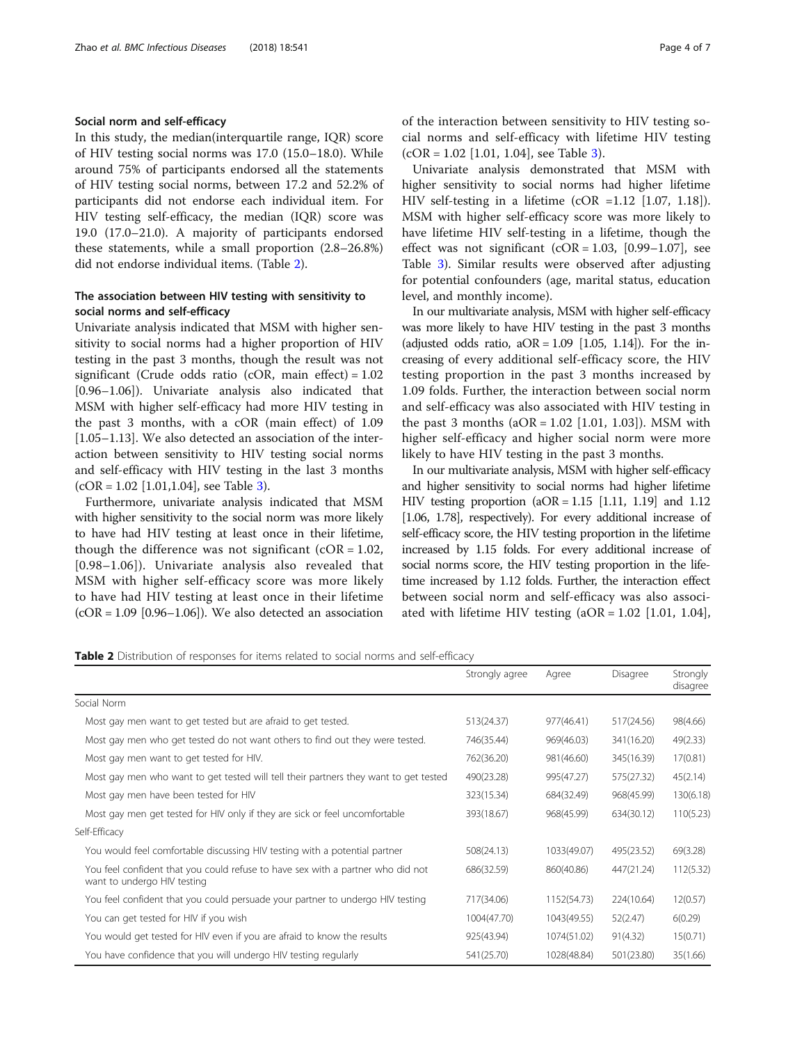### Social norm and self-efficacy

In this study, the median(interquartile range, IQR) score of HIV testing social norms was 17.0 (15.0–18.0). While around 75% of participants endorsed all the statements of HIV testing social norms, between 17.2 and 52.2% of participants did not endorse each individual item. For HIV testing self-efficacy, the median (IQR) score was 19.0 (17.0–21.0). A majority of participants endorsed these statements, while a small proportion (2.8–26.8%) did not endorse individual items. (Table 2).

### The association between HIV testing with sensitivity to social norms and self-efficacy

Univariate analysis indicated that MSM with higher sensitivity to social norms had a higher proportion of HIV testing in the past 3 months, though the result was not significant (Crude odds ratio (cOR, main effect) = 1.02 [0.96–1.06]). Univariate analysis also indicated that MSM with higher self-efficacy had more HIV testing in the past 3 months, with a cOR (main effect) of 1.09 [1.05–1.13]. We also detected an association of the interaction between sensitivity to HIV testing social norms and self-efficacy with HIV testing in the last 3 months (cOR = 1.02 [1.01,1.04], see Table 3).

Furthermore, univariate analysis indicated that MSM with higher sensitivity to the social norm was more likely to have had HIV testing at least once in their lifetime, though the difference was not significant (cOR = 1.02, [0.98–1.06]). Univariate analysis also revealed that MSM with higher self-efficacy score was more likely to have had HIV testing at least once in their lifetime (cOR = 1.09 [0.96–1.06]). We also detected an association of the interaction between sensitivity to HIV testing social norms and self-efficacy with lifetime HIV testing (cOR = 1.02 [1.01, 1.04], see Table 3).

Univariate analysis demonstrated that MSM with higher sensitivity to social norms had higher lifetime HIV self-testing in a lifetime (cOR =1.12 [1.07, 1.18]). MSM with higher self-efficacy score was more likely to have lifetime HIV self-testing in a lifetime, though the effect was not significant (cOR = 1.03, [0.99–1.07], see Table 3). Similar results were observed after adjusting for potential confounders (age, marital status, education level, and monthly income).

In our multivariate analysis, MSM with higher self-efficacy was more likely to have HIV testing in the past 3 months (adjusted odds ratio, aOR = 1.09 [1.05, 1.14]). For the increasing of every additional self-efficacy score, the HIV testing proportion in the past 3 months increased by 1.09 folds. Further, the interaction between social norm and self-efficacy was also associated with HIV testing in the past 3 months (aOR = 1.02 [1.01, 1.03]). MSM with higher self-efficacy and higher social norm were more likely to have HIV testing in the past 3 months.

In our multivariate analysis, MSM with higher self-efficacy and higher sensitivity to social norms had higher lifetime HIV testing proportion (aOR = 1.15 [1.11, 1.19] and 1.12 [1.06, 1.78], respectively). For every additional increase of self-efficacy score, the HIV testing proportion in the lifetime increased by 1.15 folds. For every additional increase of social norms score, the HIV testing proportion in the lifetime increased by 1.12 folds. Further, the interaction effect between social norm and self-efficacy was also associated with lifetime HIV testing (aOR = 1.02 [1.01, 1.04],

**Table 2** Distribution of responses for items related to social norms and self-efficacy

| | Strongly agree | Agree | Disagree | Strongly disagree |
|---|---|---|---|---|
| Social Norm | | | | |
| Most gay men want to get tested but are afraid to get tested. | 513(24.37) | 977(46.41) | 517(24.56) | 98(4.66) |
| Most gay men who get tested do not want others to find out they were tested. | 746(35.44) | 969(46.03) | 341(16.20) | 49(2.33) |
| Most gay men want to get tested for HIV. | 762(36.20) | 981(46.60) | 345(16.39) | 17(0.81) |
| Most gay men who want to get tested will tell their partners they want to get tested | 490(23.28) | 995(47.27) | 575(27.32) | 45(2.14) |
| Most gay men have been tested for HIV | 323(15.34) | 684(32.49) | 968(45.99) | 130(6.18) |
| Most gay men get tested for HIV only if they are sick or feel uncomfortable | 393(18.67) | 968(45.99) | 634(30.12) | 110(5.23) |
| Self-Efficacy | | | | |
| You would feel comfortable discussing HIV testing with a potential partner | 508(24.13) | 1033(49.07) | 495(23.52) | 69(3.28) |
| You feel confident that you could refuse to have sex with a partner who did not want to undergo HIV testing | 686(32.59) | 860(40.86) | 447(21.24) | 112(5.32) |
| You feel confident that you could persuade your partner to undergo HIV testing | 717(34.06) | 1152(54.73) | 224(10.64) | 12(0.57) |
| You can get tested for HIV if you wish | 1004(47.70) | 1043(49.55) | 52(2.47) | 6(0.29) |
| You would get tested for HIV even if you are afraid to know the results | 925(43.94) | 1074(51.02) | 91(4.32) | 15(0.71) |
| You have confidence that you will undergo HIV testing regularly | 541(25.70) | 1028(48.84) | 501(23.80) | 35(1.66) |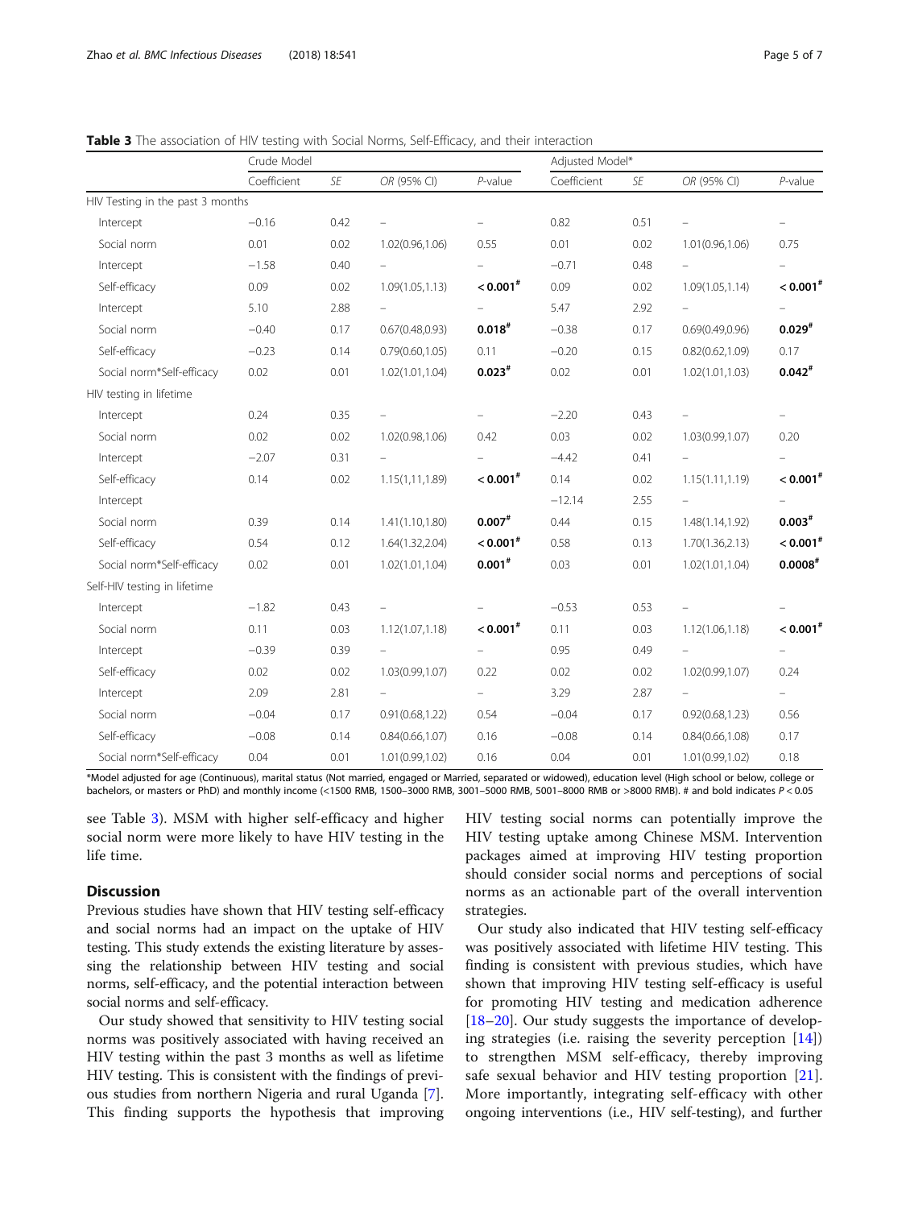**Table 3** The association of HIV testing with Social Norms, Self-Efficacy, and their interaction

| | Crude Model | | | | Adjusted Model* | | | |
|---|---|---|---|---|---|---|---|---|
| | Coefficient | *SE* | *OR* (95% CI) | *P*-value | Coefficient | *SE* | *OR* (95% CI) | *P*-value |
| HIV Testing in the past 3 months | | | | | | | | |
| Intercept | −0.16 | 0.42 | – | – | 0.82 | 0.51 | – | – |
| Social norm | 0.01 | 0.02 | 1.02(0.96,1.06) | 0.55 | 0.01 | 0.02 | 1.01(0.96,1.06) | 0.75 |
| Intercept | −1.58 | 0.40 | – | – | −0.71 | 0.48 | – | – |
| Self-efficacy | 0.09 | 0.02 | 1.09(1.05,1.13) | **< 0.001#** | 0.09 | 0.02 | 1.09(1.05,1.14) | **< 0.001#** |
| Intercept | 5.10 | 2.88 | – | – | 5.47 | 2.92 | – | – |
| Social norm | −0.40 | 0.17 | 0.67(0.48,0.93) | **0.018#** | −0.38 | 0.17 | 0.69(0.49,0.96) | **0.029#** |
| Self-efficacy | −0.23 | 0.14 | 0.79(0.60,1.05) | 0.11 | −0.20 | 0.15 | 0.82(0.62,1.09) | 0.17 |
| Social norm*Self-efficacy | 0.02 | 0.01 | 1.02(1.01,1.04) | **0.023#** | 0.02 | 0.01 | 1.02(1.01,1.03) | **0.042#** |
| HIV testing in lifetime | | | | | | | | |
| Intercept | 0.24 | 0.35 | – | – | −2.20 | 0.43 | – | – |
| Social norm | 0.02 | 0.02 | 1.02(0.98,1.06) | 0.42 | 0.03 | 0.02 | 1.03(0.99,1.07) | 0.20 |
| Intercept | −2.07 | 0.31 | – | – | −4.42 | 0.41 | – | – |
| Self-efficacy | 0.14 | 0.02 | 1.15(1,11,1.89) | **< 0.001#** | 0.14 | 0.02 | 1.15(1.11,1.19) | **< 0.001#** |
| Intercept | | | | | −12.14 | 2.55 | – | – |
| Social norm | 0.39 | 0.14 | 1.41(1.10,1.80) | **0.007#** | 0.44 | 0.15 | 1.48(1.14,1.92) | **0.003#** |
| Self-efficacy | 0.54 | 0.12 | 1.64(1.32,2.04) | **< 0.001#** | 0.58 | 0.13 | 1.70(1.36,2.13) | **< 0.001#** |
| Social norm*Self-efficacy | 0.02 | 0.01 | 1.02(1.01,1.04) | **0.001#** | 0.03 | 0.01 | 1.02(1.01,1.04) | **0.0008#** |
| Self-HIV testing in lifetime | | | | | | | | |
| Intercept | −1.82 | 0.43 | – | – | −0.53 | 0.53 | – | – |
| Social norm | 0.11 | 0.03 | 1.12(1.07,1.18) | **< 0.001#** | 0.11 | 0.03 | 1.12(1.06,1.18) | **< 0.001#** |
| Intercept | −0.39 | 0.39 | – | – | 0.95 | 0.49 | – | – |
| Self-efficacy | 0.02 | 0.02 | 1.03(0.99,1.07) | 0.22 | 0.02 | 0.02 | 1.02(0.99,1.07) | 0.24 |
| Intercept | 2.09 | 2.81 | – | – | 3.29 | 2.87 | – | – |
| Social norm | −0.04 | 0.17 | 0.91(0.68,1.22) | 0.54 | −0.04 | 0.17 | 0.92(0.68,1.23) | 0.56 |
| Self-efficacy | −0.08 | 0.14 | 0.84(0.66,1.07) | 0.16 | −0.08 | 0.14 | 0.84(0.66,1.08) | 0.17 |
| Social norm*Self-efficacy | 0.04 | 0.01 | 1.01(0.99,1.02) | 0.16 | 0.04 | 0.01 | 1.01(0.99,1.02) | 0.18 |

*Model adjusted for age (Continuous), marital status (Not married, engaged or Married, separated or widowed), education level (High school or below, college or bachelors, or masters or PhD) and monthly income (<1500 RMB, 1500–3000 RMB, 3001–5000 RMB, 5001–8000 RMB or >8000 RMB). # and bold indicates $P < 0.05$

see Table 3). MSM with higher self-efficacy and higher social norm were more likely to have HIV testing in the life time.

## Discussion

Previous studies have shown that HIV testing self-efficacy and social norms had an impact on the uptake of HIV testing. This study extends the existing literature by assessing the relationship between HIV testing and social norms, self-efficacy, and the potential interaction between social norms and self-efficacy.

Our study showed that sensitivity to HIV testing social norms was positively associated with having received an HIV testing within the past 3 months as well as lifetime HIV testing. This is consistent with the findings of previous studies from northern Nigeria and rural Uganda [7]. This finding supports the hypothesis that improving HIV testing social norms can potentially improve the HIV testing uptake among Chinese MSM. Intervention packages aimed at improving HIV testing proportion should consider social norms and perceptions of social norms as an actionable part of the overall intervention strategies.

Our study also indicated that HIV testing self-efficacy was positively associated with lifetime HIV testing. This finding is consistent with previous studies, which have shown that improving HIV testing self-efficacy is useful for promoting HIV testing and medication adherence [18–20]. Our study suggests the importance of developing strategies (i.e. raising the severity perception [14]) to strengthen MSM self-efficacy, thereby improving safe sexual behavior and HIV testing proportion [21]. More importantly, integrating self-efficacy with other ongoing interventions (i.e., HIV self-testing), and further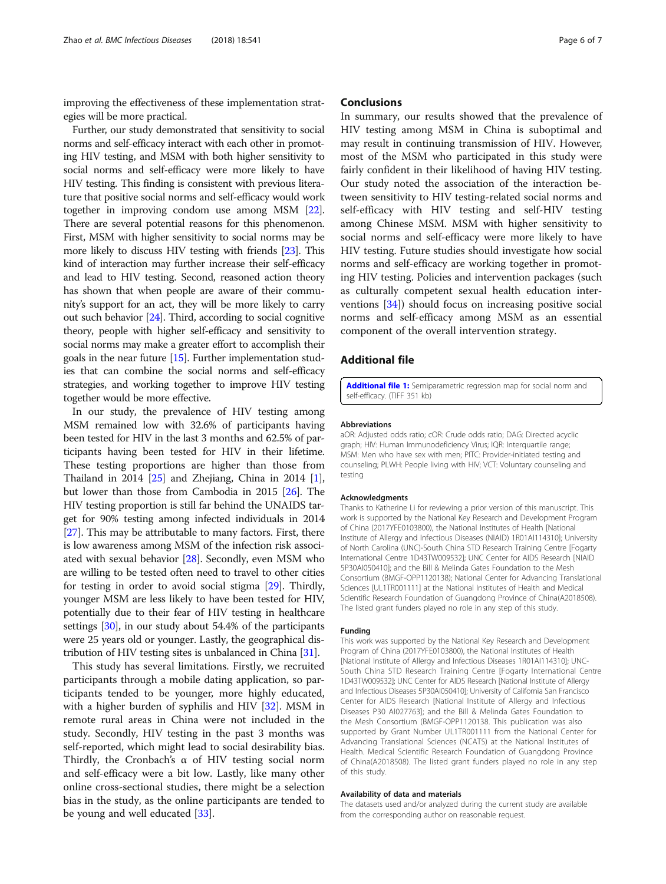improving the effectiveness of these implementation strategies will be more practical.

Further, our study demonstrated that sensitivity to social norms and self-efficacy interact with each other in promoting HIV testing, and MSM with both higher sensitivity to social norms and self-efficacy were more likely to have HIV testing. This finding is consistent with previous literature that positive social norms and self-efficacy would work together in improving condom use among MSM [22]. There are several potential reasons for this phenomenon. First, MSM with higher sensitivity to social norms may be more likely to discuss HIV testing with friends [23]. This kind of interaction may further increase their self-efficacy and lead to HIV testing. Second, reasoned action theory has shown that when people are aware of their community's support for an act, they will be more likely to carry out such behavior [24]. Third, according to social cognitive theory, people with higher self-efficacy and sensitivity to social norms may make a greater effort to accomplish their goals in the near future [15]. Further implementation studies that can combine the social norms and self-efficacy strategies, and working together to improve HIV testing together would be more effective.

In our study, the prevalence of HIV testing among MSM remained low with 32.6% of participants having been tested for HIV in the last 3 months and 62.5% of participants having been tested for HIV in their lifetime. These testing proportions are higher than those from Thailand in 2014 [25] and Zhejiang, China in 2014 [1], but lower than those from Cambodia in 2015 [26]. The HIV testing proportion is still far behind the UNAIDS target for 90% testing among infected individuals in 2014 [27]. This may be attributable to many factors. First, there is low awareness among MSM of the infection risk associated with sexual behavior [28]. Secondly, even MSM who are willing to be tested often need to travel to other cities for testing in order to avoid social stigma [29]. Thirdly, younger MSM are less likely to have been tested for HIV, potentially due to their fear of HIV testing in healthcare settings [30], in our study about 54.4% of the participants were 25 years old or younger. Lastly, the geographical distribution of HIV testing sites is unbalanced in China [31].

This study has several limitations. Firstly, we recruited participants through a mobile dating application, so participants tended to be younger, more highly educated, with a higher burden of syphilis and HIV [32]. MSM in remote rural areas in China were not included in the study. Secondly, HIV testing in the past 3 months was self-reported, which might lead to social desirability bias. Thirdly, the Cronbach's α of HIV testing social norm and self-efficacy were a bit low. Lastly, like many other online cross-sectional studies, there might be a selection bias in the study, as the online participants are tended to be young and well educated [33].

## Conclusions

In summary, our results showed that the prevalence of HIV testing among MSM in China is suboptimal and may result in continuing transmission of HIV. However, most of the MSM who participated in this study were fairly confident in their likelihood of having HIV testing. Our study noted the association of the interaction between sensitivity to HIV testing-related social norms and self-efficacy with HIV testing and self-HIV testing among Chinese MSM. MSM with higher sensitivity to social norms and self-efficacy were more likely to have HIV testing. Future studies should investigate how social norms and self-efficacy are working together in promoting HIV testing. Policies and intervention packages (such as culturally competent sexual health education interventions [34]) should focus on increasing positive social norms and self-efficacy among MSM as an essential component of the overall intervention strategy.

## Additional file

**Additional file 1:** Semiparametric regression map for social norm and self-efficacy. (TIFF 351 kb)

### Abbreviations

aOR: Adjusted odds ratio; cOR: Crude odds ratio; DAG: Directed acyclic graph; HIV: Human Immunodeficiency Virus; IQR: Interquartile range; MSM: Men who have sex with men; PITC: Provider-initiated testing and counseling; PLWH: People living with HIV; VCT: Voluntary counseling and testing

### Acknowledgments

Thanks to Katherine Li for reviewing a prior version of this manuscript. This work is supported by the National Key Research and Development Program of China (2017YFE0103800), the National Institutes of Health [National Institute of Allergy and Infectious Diseases (NIAID) 1R01AI114310]; University of North Carolina (UNC)-South China STD Research Training Centre [Fogarty International Centre 1D43TW009532]; UNC Center for AIDS Research [NIAID 5P30AI050410]; and the Bill & Melinda Gates Foundation to the Mesh Consortium (BMGF-OPP1120138); National Center for Advancing Translational Sciences [UL1TR001111] at the National Institutes of Health and Medical Scientific Research Foundation of Guangdong Province of China(A2018508). The listed grant funders played no role in any step of this study.

### Funding

This work was supported by the National Key Research and Development Program of China (2017YFE0103800), the National Institutes of Health [National Institute of Allergy and Infectious Diseases 1R01AI114310]; UNC-South China STD Research Training Centre [Fogarty International Centre 1D43TW009532]; UNC Center for AIDS Research [National Institute of Allergy and Infectious Diseases 5P30AI050410]; University of California San Francisco Center for AIDS Research [National Institute of Allergy and Infectious Diseases P30 AI027763]; and the Bill & Melinda Gates Foundation to the Mesh Consortium (BMGF-OPP1120138. This publication was also supported by Grant Number UL1TR001111 from the National Center for Advancing Translational Sciences (NCATS) at the National Institutes of Health. Medical Scientific Research Foundation of Guangdong Province of China(A2018508). The listed grant funders played no role in any step of this study.

### Availability of data and materials

The datasets used and/or analyzed during the current study are available from the corresponding author on reasonable request.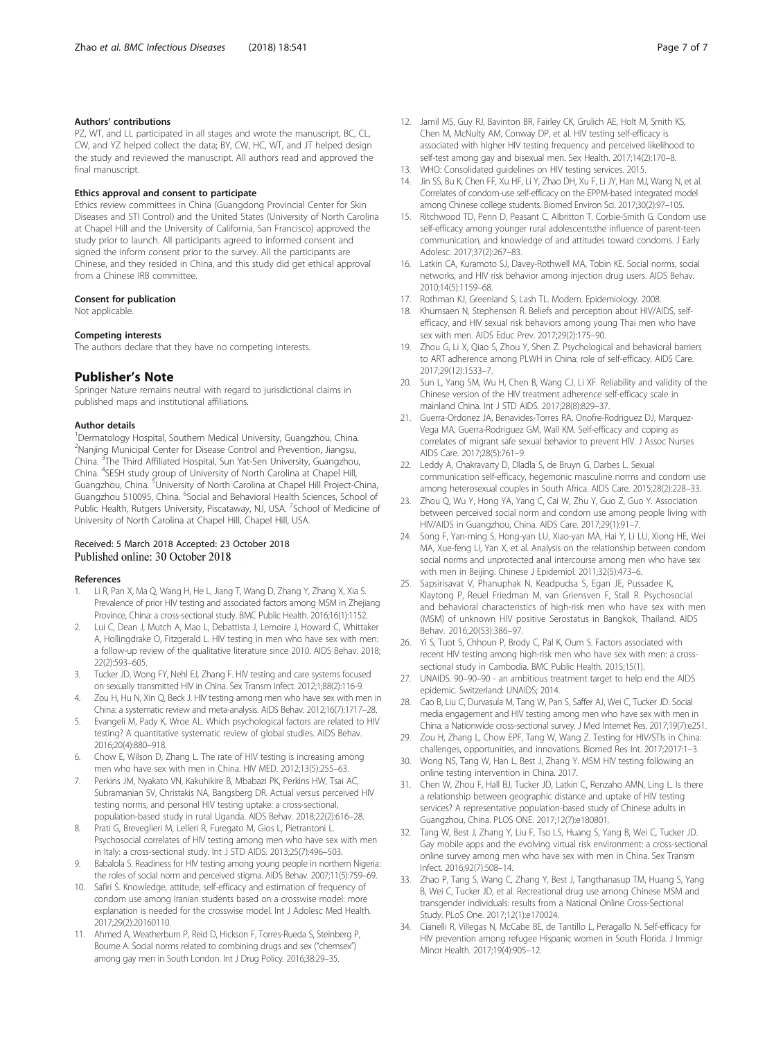#### Authors' contributions

PZ, WT, and LL participated in all stages and wrote the manuscript, BC, CL, CW, and YZ helped collect the data; BY, CW, HC, WT, and JT helped design the study and reviewed the manuscript. All authors read and approved the final manuscript.

#### Ethics approval and consent to participate

Ethics review committees in China (Guangdong Provincial Center for Skin Diseases and STI Control) and the United States (University of North Carolina at Chapel Hill and the University of California, San Francisco) approved the study prior to launch. All participants agreed to informed consent and signed the inform consent prior to the survey. All the participants are Chinese, and they resided in China, and this study did get ethical approval from a Chinese IRB committee.

#### Consent for publication

Not applicable.

#### Competing interests

The authors declare that they have no competing interests.

## Publisher's Note

Springer Nature remains neutral with regard to jurisdictional claims in published maps and institutional affiliations.

#### Author details

[1]Dermatology Hospital, Southern Medical University, Guangzhou, China. [2]Nanjing Municipal Center for Disease Control and Prevention, Jiangsu, China. [3]The Third Affiliated Hospital, Sun Yat-Sen University, Guangzhou, China. [4]SESH study group of University of North Carolina at Chapel Hill, Guangzhou, China. [5]University of North Carolina at Chapel Hill Project-China, Guangzhou 510095, China. [6]Social and Behavioral Health Sciences, School of Public Health, Rutgers University, Piscataway, NJ, USA. [7]School of Medicine of University of North Carolina at Chapel Hill, Chapel Hill, USA.

Received: 5 March 2018 Accepted: 23 October 2018
Published online: 30 October 2018

#### References

1. Li R, Pan X, Ma Q, Wang H, He L, Jiang T, Wang D, Zhang Y, Zhang X, Xia S. Prevalence of prior HIV testing and associated factors among MSM in Zhejiang Province, China: a cross-sectional study. BMC Public Health. 2016;16(1):1152.
2. Lui C, Dean J, Mutch A, Mao L, Debattista J, Lemoire J, Howard C, Whittaker A, Hollingdrake O, Fitzgerald L. HIV testing in men who have sex with men: a follow-up review of the qualitative literature since 2010. AIDS Behav. 2018; 22(2):593–605.
3. Tucker JD, Wong FY, Nehl EJ, Zhang F. HIV testing and care systems focused on sexually transmitted HIV in China. Sex Transm Infect. 2012;1;88(2):116-9.
4. Zou H, Hu N, Xin Q, Beck J. HIV testing among men who have sex with men in China: a systematic review and meta-analysis. AIDS Behav. 2012;16(7):1717–28.
5. Evangeli M, Pady K, Wroe AL. Which psychological factors are related to HIV testing? A quantitative systematic review of global studies. AIDS Behav. 2016;20(4):880–918.
6. Chow E, Wilson D, Zhang L. The rate of HIV testing is increasing among men who have sex with men in China. HIV MED. 2012;13(5):255–63.
7. Perkins JM, Nyakato VN, Kakuhikire B, Mbabazi PK, Perkins HW, Tsai AC, Subramanian SV, Christakis NA, Bangsberg DR. Actual versus perceived HIV testing norms, and personal HIV testing uptake: a cross-sectional, population-based study in rural Uganda. AIDS Behav. 2018;22(2):616–28.
8. Prati G, Breveglieri M, Lelleri R, Furegato M, Gios L, Pietrantoni L. Psychosocial correlates of HIV testing among men who have sex with men in Italy: a cross-sectional study. Int J STD AIDS. 2013;25(7):496–503.
9. Babalola S. Readiness for HIV testing among young people in northern Nigeria: the roles of social norm and perceived stigma. AIDS Behav. 2007;11(5):759–69.
10. Safiri S. Knowledge, attitude, self-efficacy and estimation of frequency of condom use among Iranian students based on a crosswise model: more explanation is needed for the crosswise model. Int J Adolesc Med Health. 2017;29(2):20160110.
11. Ahmed A, Weatherburn P, Reid D, Hickson F, Torres-Rueda S, Steinberg P, Bourne A. Social norms related to combining drugs and sex ("chemsex") among gay men in South London. Int J Drug Policy. 2016;38:29–35.
12. Jamil MS, Guy RJ, Bavinton BR, Fairley CK, Grulich AE, Holt M, Smith KS, Chen M, McNulty AM, Conway DP, et al. HIV testing self-efficacy is associated with higher HIV testing frequency and perceived likelihood to self-test among gay and bisexual men. Sex Health. 2017;14(2):170–8.
13. WHO: Consolidated guidelines on HIV testing services. 2015.
14. Jin SS, Bu K, Chen FF, Xu HF, Li Y, Zhao DH, Xu F, Li JY, Han MJ, Wang N, et al. Correlates of condom-use self-efficacy on the EPPM-based integrated model among Chinese college students. Biomed Environ Sci. 2017;30(2):97–105.
15. Ritchwood TD, Penn D, Peasant C, Albritton T, Corbie-Smith G. Condom use self-efficacy among younger rural adolescents:the influence of parent-teen communication, and knowledge of and attitudes toward condoms. J Early Adolesc. 2017;37(2):267–83.
16. Latkin CA, Kuramoto SJ, Davey-Rothwell MA, Tobin KE. Social norms, social networks, and HIV risk behavior among injection drug users. AIDS Behav. 2010;14(5):1159–68.
17. Rothman KJ, Greenland S, Lash TL. Modern. Epidemiology. 2008.
18. Khumsaen N, Stephenson R. Beliefs and perception about HIV/AIDS, self-efficacy, and HIV sexual risk behaviors among young Thai men who have sex with men. AIDS Educ Prev. 2017;29(2):175–90.
19. Zhou G, Li X, Qiao S, Zhou Y, Shen Z. Psychological and behavioral barriers to ART adherence among PLWH in China: role of self-efficacy. AIDS Care. 2017;29(12):1533–7.
20. Sun L, Yang SM, Wu H, Chen B, Wang CJ, Li XF. Reliability and validity of the Chinese version of the HIV treatment adherence self-efficacy scale in mainland China. Int J STD AIDS. 2017;28(8):829–37.
21. Guerra-Ordonez JA, Benavides-Torres RA, Onofre-Rodriguez DJ, Marquez-Vega MA, Guerra-Rodriguez GM, Wall KM. Self-efficacy and coping as correlates of migrant safe sexual behavior to prevent HIV. J Assoc Nurses AIDS Care. 2017;28(5):761–9.
22. Leddy A, Chakravarty D, Dladla S, de Bruyn G, Darbes L. Sexual communication self-efficacy, hegemonic masculine norms and condom use among heterosexual couples in South Africa. AIDS Care. 2015;28(2):228–33.
23. Zhou Q, Wu Y, Hong YA, Yang C, Cai W, Zhu Y, Guo Z, Guo Y. Association between perceived social norm and condom use among people living with HIV/AIDS in Guangzhou, China. AIDS Care. 2017;29(1):91–7.
24. Song F, Yan-ming S, Hong-yan LU, Xiao-yan MA, Hai Y, Li LU, Xiong HE, Wei MA, Xue-feng LI, Yan X, et al. Analysis on the relationship between condom social norms and unprotected anal intercourse among men who have sex with men in Beijing. Chinese J Epidemiol. 2011;32(5):473–6.
25. Sapsirisavat V, Phanuphak N, Keadpudsa S, Egan JE, Pussadee K, Klaytong P, Reuel Friedman M, van Griensven F, Stall R. Psychosocial and behavioral characteristics of high-risk men who have sex with men (MSM) of unknown HIV positive Serostatus in Bangkok, Thailand. AIDS Behav. 2016;20(S3):386–97.
26. Yi S, Tuot S, Chhoun P, Brody C, Pal K, Oum S. Factors associated with recent HIV testing among high-risk men who have sex with men: a cross-sectional study in Cambodia. BMC Public Health. 2015;15(1).
27. UNAIDS. 90–90–90 - an ambitious treatment target to help end the AIDS epidemic. Switzerland: UNAIDS; 2014.
28. Cao B, Liu C, Durvasula M, Tang W, Pan S, Saffer AJ, Wei C, Tucker JD. Social media engagement and HIV testing among men who have sex with men in China: a Nationwide cross-sectional survey. J Med Internet Res. 2017;19(7):e251.
29. Zou H, Zhang L, Chow EPF, Tang W, Wang Z. Testing for HIV/STIs in China: challenges, opportunities, and innovations. Biomed Res Int. 2017;2017:1–3.
30. Wong NS, Tang W, Han L, Best J, Zhang Y. MSM HIV testing following an online testing intervention in China. 2017.
31. Chen W, Zhou F, Hall BJ, Tucker JD, Latkin C, Renzaho AMN, Ling L. Is there a relationship between geographic distance and uptake of HIV testing services? A representative population-based study of Chinese adults in Guangzhou, China. PLOS ONE. 2017;12(7):e180801.
32. Tang W, Best J, Zhang Y, Liu F, Tso LS, Huang S, Yang B, Wei C, Tucker JD. Gay mobile apps and the evolving virtual risk environment: a cross-sectional online survey among men who have sex with men in China. Sex Transm Infect. 2016;92(7):508–14.
33. Zhao P, Tang S, Wang C, Zhang Y, Best J, Tangthanasup TM, Huang S, Yang B, Wei C, Tucker JD, et al. Recreational drug use among Chinese MSM and transgender individuals: results from a National Online Cross-Sectional Study. PLoS One. 2017;12(1):e170024.
34. Cianelli R, Villegas N, McCabe BE, de Tantillo L, Peragallo N. Self-efficacy for HIV prevention among refugee Hispanic women in South Florida. J Immigr Minor Health. 2017;19(4):905–12.